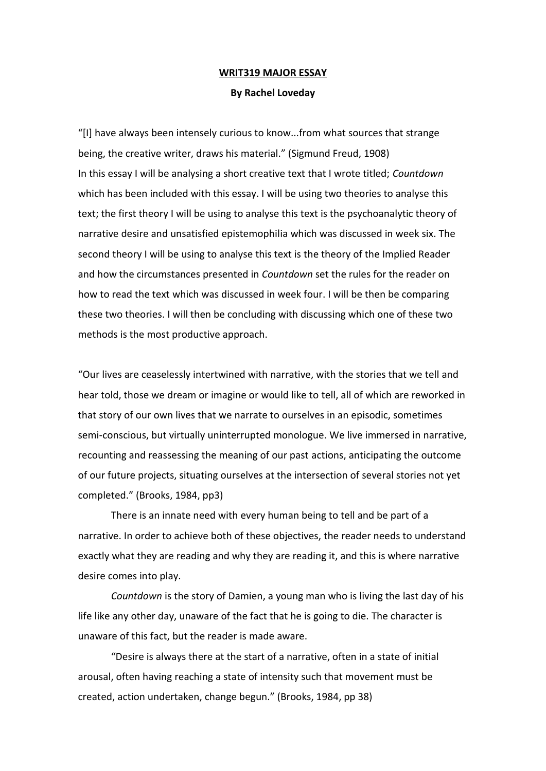**WRIT319 MAJOR ESSAY**

**By Rachel Loveday**

"[I] have always been intensely curious to know...from what sources that strange being, the creative writer, draws his material." (Sigmund Freud, 1908)
In this essay I will be analysing a short creative text that I wrote titled; *Countdown* which has been included with this essay. I will be using two theories to analyse this text; the first theory I will be using to analyse this text is the psychoanalytic theory of narrative desire and unsatisfied epistemophilia which was discussed in week six. The second theory I will be using to analyse this text is the theory of the Implied Reader and how the circumstances presented in *Countdown* set the rules for the reader on how to read the text which was discussed in week four. I will be then be comparing these two theories. I will then be concluding with discussing which one of these two methods is the most productive approach.

"Our lives are ceaselessly intertwined with narrative, with the stories that we tell and hear told, those we dream or imagine or would like to tell, all of which are reworked in that story of our own lives that we narrate to ourselves in an episodic, sometimes semi-conscious, but virtually uninterrupted monologue. We live immersed in narrative, recounting and reassessing the meaning of our past actions, anticipating the outcome of our future projects, situating ourselves at the intersection of several stories not yet completed." (Brooks, 1984, pp3)

There is an innate need with every human being to tell and be part of a narrative. In order to achieve both of these objectives, the reader needs to understand exactly what they are reading and why they are reading it, and this is where narrative desire comes into play.

*Countdown* is the story of Damien, a young man who is living the last day of his life like any other day, unaware of the fact that he is going to die. The character is unaware of this fact, but the reader is made aware.

"Desire is always there at the start of a narrative, often in a state of initial arousal, often having reaching a state of intensity such that movement must be created, action undertaken, change begun." (Brooks, 1984, pp 38)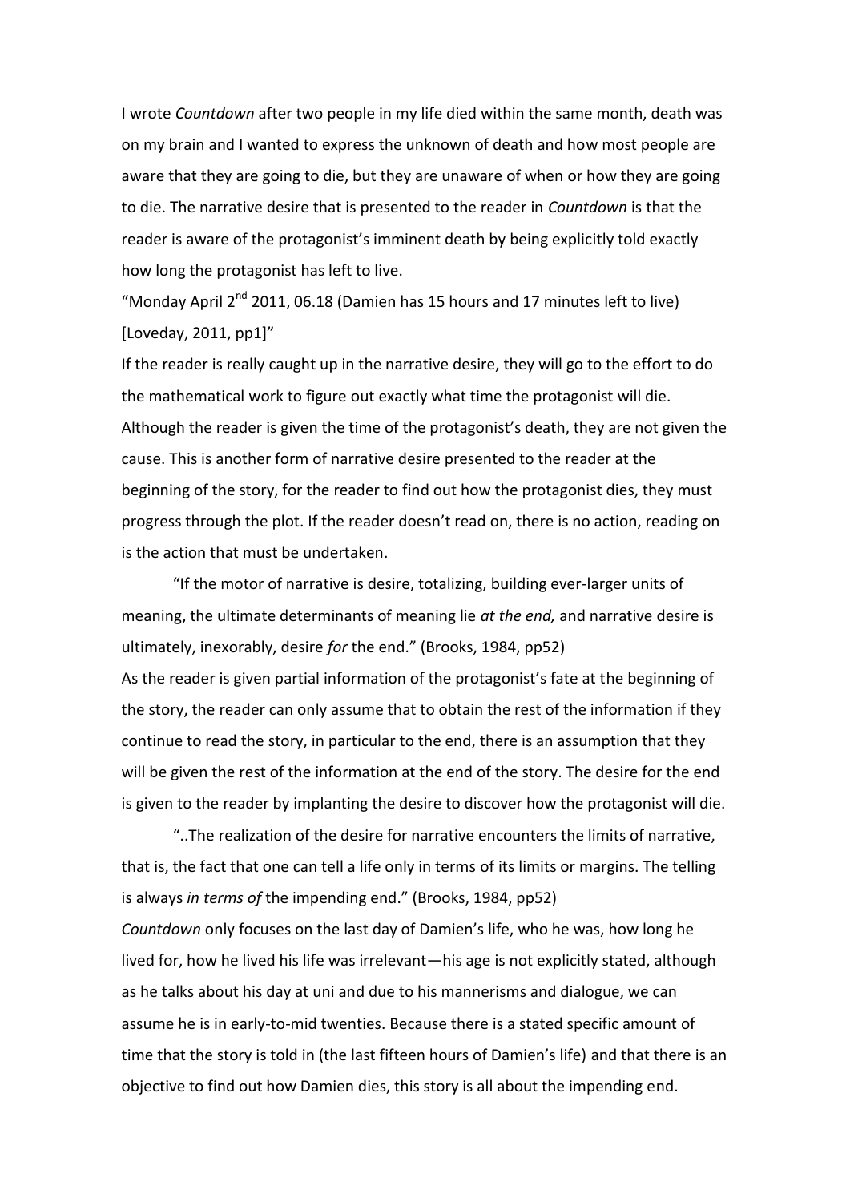I wrote *Countdown* after two people in my life died within the same month, death was on my brain and I wanted to express the unknown of death and how most people are aware that they are going to die, but they are unaware of when or how they are going to die. The narrative desire that is presented to the reader in *Countdown* is that the reader is aware of the protagonist's imminent death by being explicitly told exactly how long the protagonist has left to live.

"Monday April 2nd 2011, 06.18 (Damien has 15 hours and 17 minutes left to live) [Loveday, 2011, pp1]"

If the reader is really caught up in the narrative desire, they will go to the effort to do the mathematical work to figure out exactly what time the protagonist will die. Although the reader is given the time of the protagonist's death, they are not given the cause. This is another form of narrative desire presented to the reader at the beginning of the story, for the reader to find out how the protagonist dies, they must progress through the plot. If the reader doesn't read on, there is no action, reading on is the action that must be undertaken.

"If the motor of narrative is desire, totalizing, building ever-larger units of meaning, the ultimate determinants of meaning lie *at the end,* and narrative desire is ultimately, inexorably, desire *for* the end." (Brooks, 1984, pp52)

As the reader is given partial information of the protagonist's fate at the beginning of the story, the reader can only assume that to obtain the rest of the information if they continue to read the story, in particular to the end, there is an assumption that they will be given the rest of the information at the end of the story. The desire for the end is given to the reader by implanting the desire to discover how the protagonist will die.

"..The realization of the desire for narrative encounters the limits of narrative, that is, the fact that one can tell a life only in terms of its limits or margins. The telling is always *in terms of* the impending end." (Brooks, 1984, pp52)

*Countdown* only focuses on the last day of Damien's life, who he was, how long he lived for, how he lived his life was irrelevant—his age is not explicitly stated, although as he talks about his day at uni and due to his mannerisms and dialogue, we can assume he is in early-to-mid twenties. Because there is a stated specific amount of time that the story is told in (the last fifteen hours of Damien's life) and that there is an objective to find out how Damien dies, this story is all about the impending end.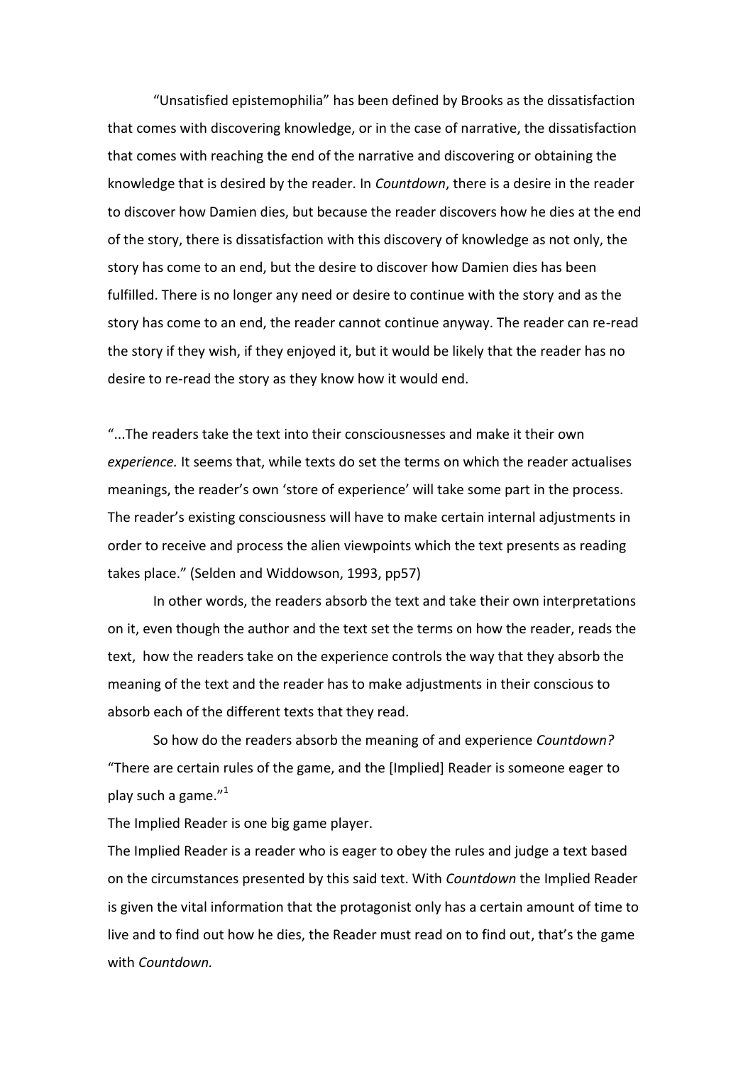“Unsatisfied epistemophilia” has been defined by Brooks as the dissatisfaction that comes with discovering knowledge, or in the case of narrative, the dissatisfaction that comes with reaching the end of the narrative and discovering or obtaining the knowledge that is desired by the reader. In *Countdown*, there is a desire in the reader to discover how Damien dies, but because the reader discovers how he dies at the end of the story, there is dissatisfaction with this discovery of knowledge as not only, the story has come to an end, but the desire to discover how Damien dies has been fulfilled. There is no longer any need or desire to continue with the story and as the story has come to an end, the reader cannot continue anyway. The reader can re-read the story if they wish, if they enjoyed it, but it would be likely that the reader has no desire to re-read the story as they know how it would end.

“...The readers take the text into their consciousnesses and make it their own *experience.* It seems that, while texts do set the terms on which the reader actualises meanings, the reader’s own ‘store of experience’ will take some part in the process. The reader’s existing consciousness will have to make certain internal adjustments in order to receive and process the alien viewpoints which the text presents as reading takes place.” (Selden and Widdowson, 1993, pp57)

In other words, the readers absorb the text and take their own interpretations on it, even though the author and the text set the terms on how the reader, reads the text, how the readers take on the experience controls the way that they absorb the meaning of the text and the reader has to make adjustments in their conscious to absorb each of the different texts that they read.

So how do the readers absorb the meaning of and experience *Countdown?* “There are certain rules of the game, and the [Implied] Reader is someone eager to play such a game.”[1]

The Implied Reader is one big game player.

The Implied Reader is a reader who is eager to obey the rules and judge a text based on the circumstances presented by this said text. With *Countdown* the Implied Reader is given the vital information that the protagonist only has a certain amount of time to live and to find out how he dies, the Reader must read on to find out, that’s the game with *Countdown.*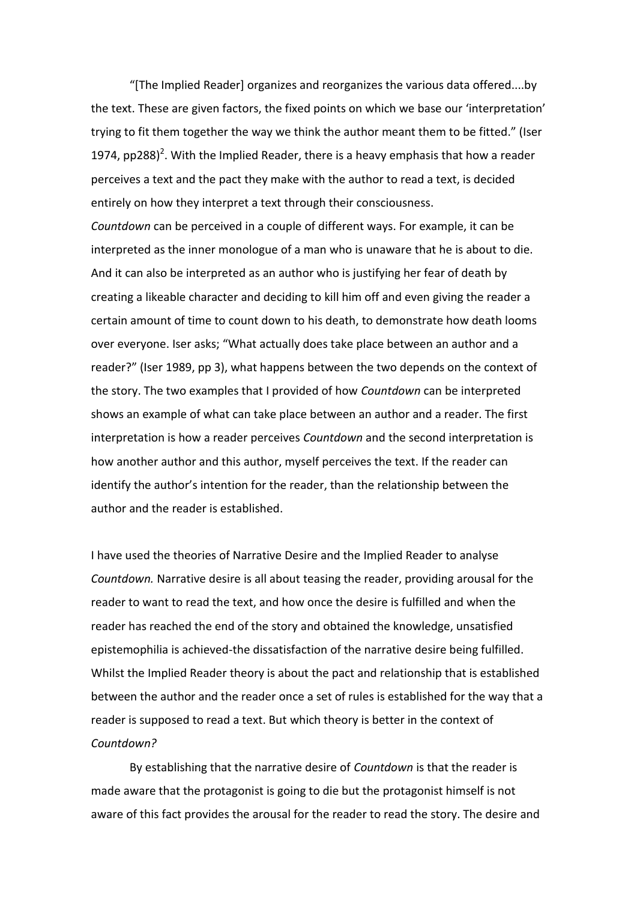"[The Implied Reader] organizes and reorganizes the various data offered....by the text. These are given factors, the fixed points on which we base our 'interpretation' trying to fit them together the way we think the author meant them to be fitted." (Iser 1974, pp288)[2]. With the Implied Reader, there is a heavy emphasis that how a reader perceives a text and the pact they make with the author to read a text, is decided entirely on how they interpret a text through their consciousness.

*Countdown* can be perceived in a couple of different ways. For example, it can be interpreted as the inner monologue of a man who is unaware that he is about to die. And it can also be interpreted as an author who is justifying her fear of death by creating a likeable character and deciding to kill him off and even giving the reader a certain amount of time to count down to his death, to demonstrate how death looms over everyone. Iser asks; "What actually does take place between an author and a reader?" (Iser 1989, pp 3), what happens between the two depends on the context of the story. The two examples that I provided of how *Countdown* can be interpreted shows an example of what can take place between an author and a reader. The first interpretation is how a reader perceives *Countdown* and the second interpretation is how another author and this author, myself perceives the text. If the reader can identify the author's intention for the reader, than the relationship between the author and the reader is established.

I have used the theories of Narrative Desire and the Implied Reader to analyse *Countdown.* Narrative desire is all about teasing the reader, providing arousal for the reader to want to read the text, and how once the desire is fulfilled and when the reader has reached the end of the story and obtained the knowledge, unsatisfied epistemophilia is achieved-the dissatisfaction of the narrative desire being fulfilled. Whilst the Implied Reader theory is about the pact and relationship that is established between the author and the reader once a set of rules is established for the way that a reader is supposed to read a text. But which theory is better in the context of *Countdown?*

By establishing that the narrative desire of *Countdown* is that the reader is made aware that the protagonist is going to die but the protagonist himself is not aware of this fact provides the arousal for the reader to read the story. The desire and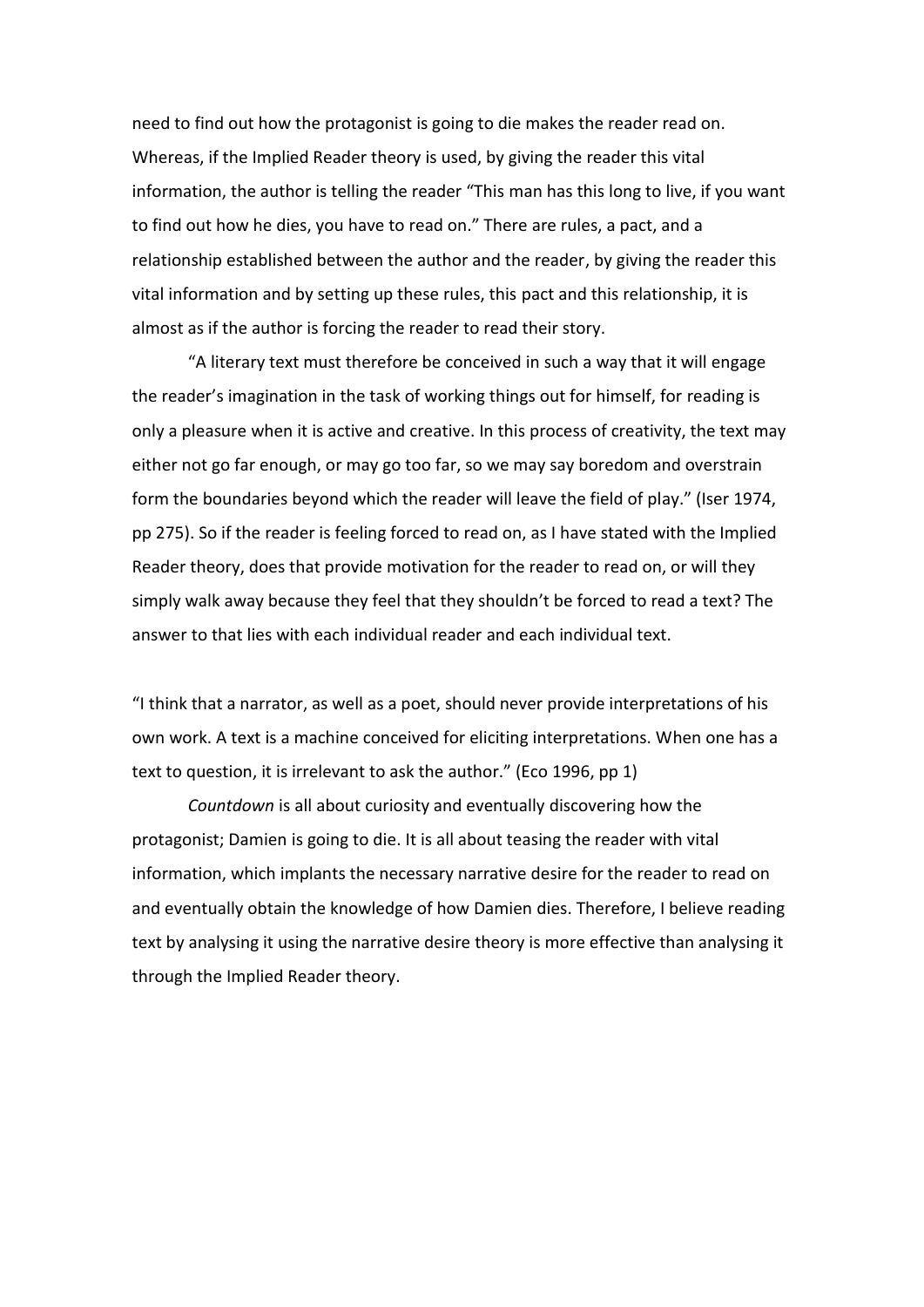need to find out how the protagonist is going to die makes the reader read on. Whereas, if the Implied Reader theory is used, by giving the reader this vital information, the author is telling the reader "This man has this long to live, if you want to find out how he dies, you have to read on." There are rules, a pact, and a relationship established between the author and the reader, by giving the reader this vital information and by setting up these rules, this pact and this relationship, it is almost as if the author is forcing the reader to read their story.

"A literary text must therefore be conceived in such a way that it will engage the reader's imagination in the task of working things out for himself, for reading is only a pleasure when it is active and creative. In this process of creativity, the text may either not go far enough, or may go too far, so we may say boredom and overstrain form the boundaries beyond which the reader will leave the field of play." (Iser 1974, pp 275). So if the reader is feeling forced to read on, as I have stated with the Implied Reader theory, does that provide motivation for the reader to read on, or will they simply walk away because they feel that they shouldn't be forced to read a text? The answer to that lies with each individual reader and each individual text.

"I think that a narrator, as well as a poet, should never provide interpretations of his own work. A text is a machine conceived for eliciting interpretations. When one has a text to question, it is irrelevant to ask the author." (Eco 1996, pp 1)

*Countdown* is all about curiosity and eventually discovering how the protagonist; Damien is going to die. It is all about teasing the reader with vital information, which implants the necessary narrative desire for the reader to read on and eventually obtain the knowledge of how Damien dies. Therefore, I believe reading text by analysing it using the narrative desire theory is more effective than analysing it through the Implied Reader theory.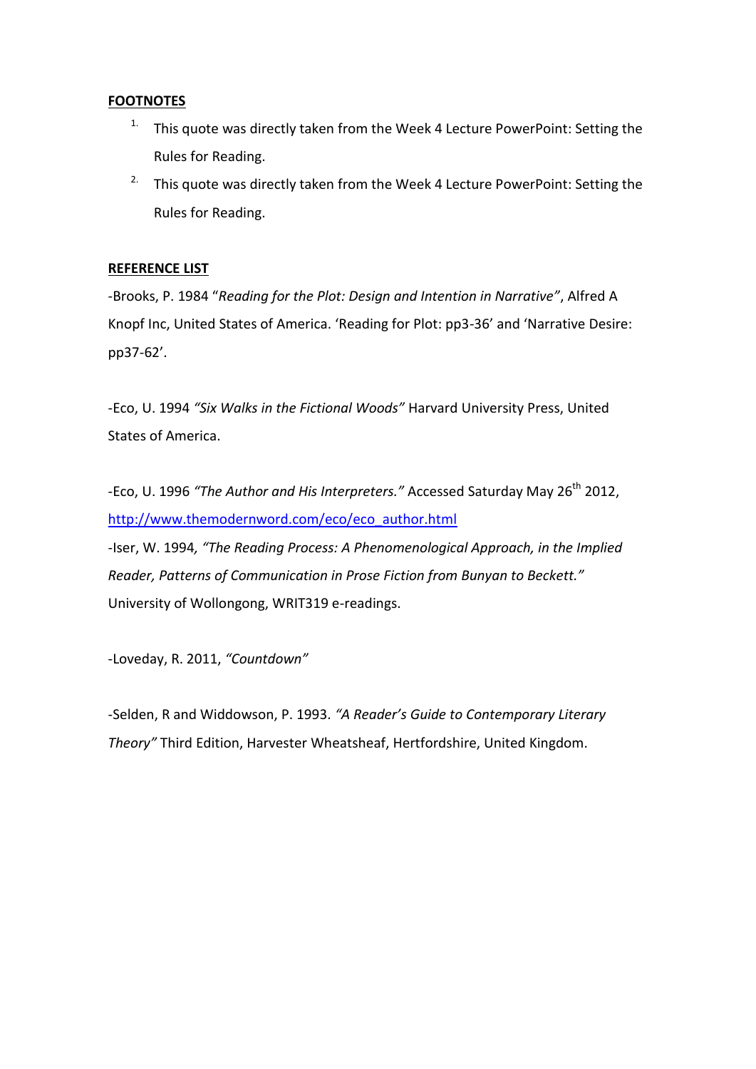**FOOTNOTES**

1. This quote was directly taken from the Week 4 Lecture PowerPoint: Setting the Rules for Reading.
2. This quote was directly taken from the Week 4 Lecture PowerPoint: Setting the Rules for Reading.

**REFERENCE LIST**

-Brooks, P. 1984 "*Reading for the Plot: Design and Intention in Narrative"*, Alfred A Knopf Inc, United States of America. 'Reading for Plot: pp3-36' and 'Narrative Desire: pp37-62'.

-Eco, U. 1994 *"Six Walks in the Fictional Woods"* Harvard University Press, United States of America.

-Eco, U. 1996 *"The Author and His Interpreters."* Accessed Saturday May 26th 2012, http://www.themodernword.com/eco/eco_author.html

-Iser, W. 1994*, "The Reading Process: A Phenomenological Approach, in the Implied Reader, Patterns of Communication in Prose Fiction from Bunyan to Beckett."* University of Wollongong, WRIT319 e-readings.

-Loveday, R. 2011, *"Countdown"*

-Selden, R and Widdowson, P. 1993. *"A Reader's Guide to Contemporary Literary Theory"* Third Edition, Harvester Wheatsheaf, Hertfordshire, United Kingdom.